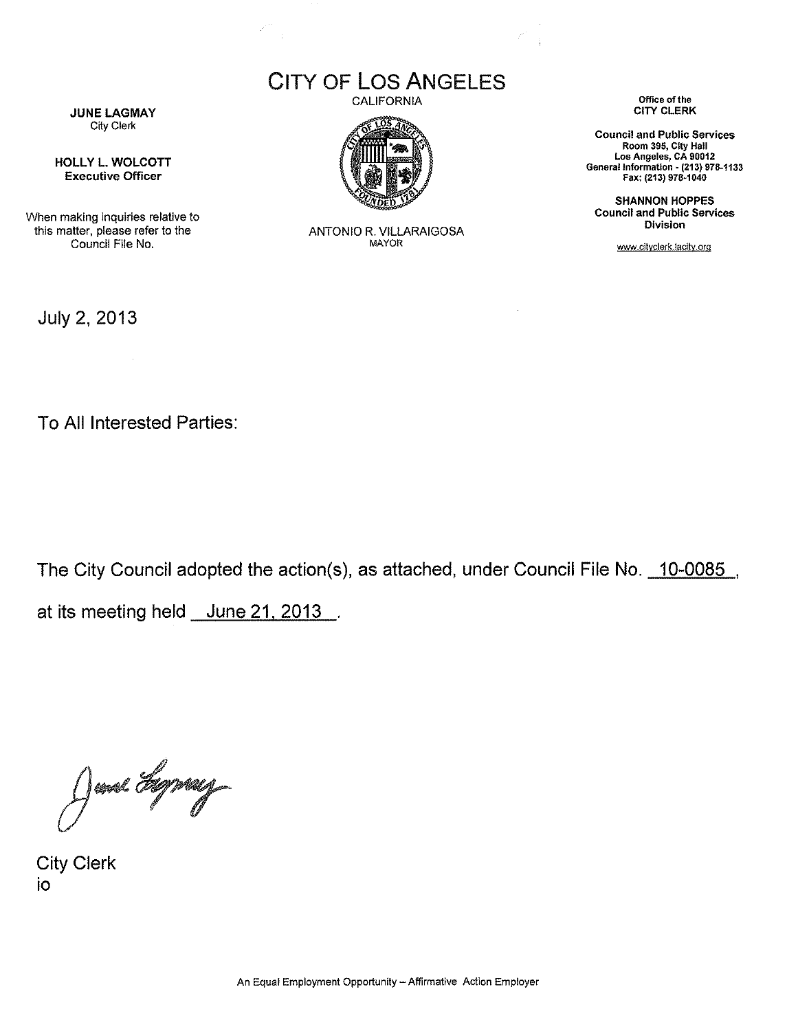# CITY OF LOS ANGELES

CALIFORNIA

ANTONIO R. VILLARAIGOSA
MAYOR

**JUNE LAGMAY**
City Clerk

**HOLLY L. WOLCOTT**
**Executive Officer**

When making inquiries relative to this matter, please refer to the Council File No.

Office of the
**CITY CLERK**

**Council and Public Services**
**Room 395, City Hall**
**Los Angeles, CA 90012**
**General Information - (213) 978-1133**
**Fax: (213) 978-1040**

**SHANNON HOPPES**
**Council and Public Services Division**

www.cityclerk.lacity.org

July 2, 2013

To All Interested Parties:

The City Council adopted the action(s), as attached, under Council File No. 10-0085, at its meeting held June 21, 2013.

City Clerk
io

An Equal Employment Opportunity – Affirmative Action Employer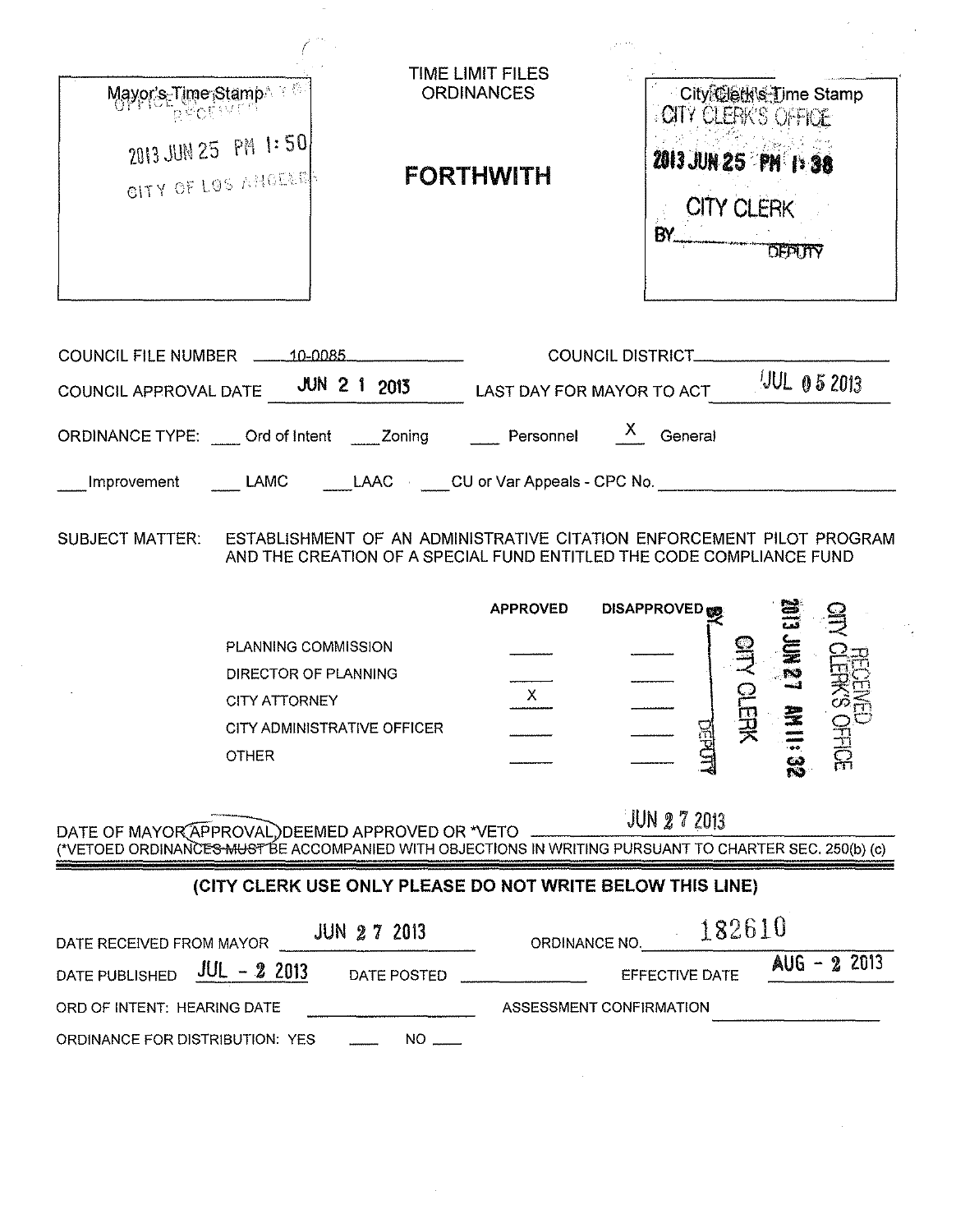| Mayor's Time Stamp | TIME LIMIT FILES ORDINANCES | City Clerk's Time Stamp |
|---|---|---|
| OFFICE OF THE MAYOR RECEIVED 2013 JUN 25 PM 1:50 CITY OF LOS ANGELES | **FORTHWITH** | CITY CLERK'S OFFICE 2013 JUN 25 PM 1:38 CITY CLERK BY _______ DEPUTY |

COUNCIL FILE NUMBER 10-0085 COUNCIL DISTRICT ____________

COUNCIL APPROVAL DATE JUN 2 1 2013 LAST DAY FOR MAYOR TO ACT JUL 0 5 2013

ORDINANCE TYPE: ___ Ord of Intent ___ Zoning ___ Personnel X General

___ Improvement ___ LAMC ___ LAAC ___ CU or Var Appeals - CPC No. ____________

SUBJECT MATTER: ESTABLISHMENT OF AN ADMINISTRATIVE CITATION ENFORCEMENT PILOT PROGRAM AND THE CREATION OF A SPECIAL FUND ENTITLED THE CODE COMPLIANCE FUND

| | APPROVED | DISAPPROVED |
|---|---|---|
| PLANNING COMMISSION | ___ | ___ |
| DIRECTOR OF PLANNING | ___ | ___ |
| CITY ATTORNEY | X | ___ |
| CITY ADMINISTRATIVE OFFICER | ___ | ___ |
| OTHER | ___ | ___ |

RECEIVED CITY CLERK'S OFFICE 2013 JUN 27 AM 11:32 CITY CLERK BY _______ DEPUTY

DATE OF MAYOR APPROVAL, DEEMED APPROVED OR *VETO JUN 2 7 2013
(*VETOED ORDINANCES MUST BE ACCOMPANIED WITH OBJECTIONS IN WRITING PURSUANT TO CHARTER SEC. 250(b) (c)

**(CITY CLERK USE ONLY PLEASE DO NOT WRITE BELOW THIS LINE)**

DATE RECEIVED FROM MAYOR JUN 2 7 2013 ORDINANCE NO. 182610

DATE PUBLISHED JUL - 2 2013 DATE POSTED ____________ EFFECTIVE DATE AUG - 2 2013

ORD OF INTENT: HEARING DATE ____________ ASSESSMENT CONFIRMATION ____________

ORDINANCE FOR DISTRIBUTION: YES ___ NO ___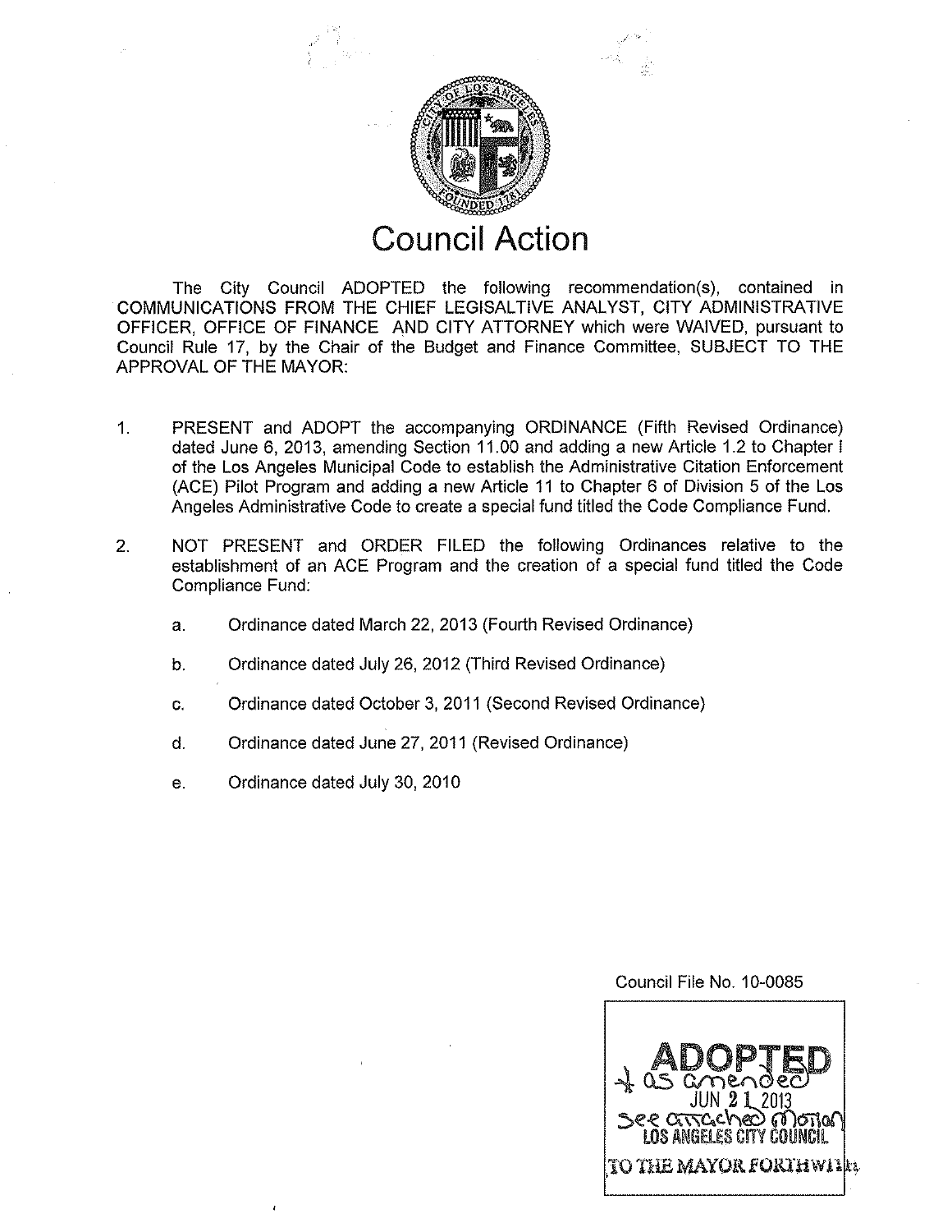# Council Action

The City Council ADOPTED the following recommendation(s), contained in COMMUNICATIONS FROM THE CHIEF LEGISALTIVE ANALYST, CITY ADMINISTRATIVE OFFICER, OFFICE OF FINANCE AND CITY ATTORNEY which were WAIVED, pursuant to Council Rule 17, by the Chair of the Budget and Finance Committee, SUBJECT TO THE APPROVAL OF THE MAYOR:

1. PRESENT and ADOPT the accompanying ORDINANCE (Fifth Revised Ordinance) dated June 6, 2013, amending Section 11.00 and adding a new Article 1.2 to Chapter I of the Los Angeles Municipal Code to establish the Administrative Citation Enforcement (ACE) Pilot Program and adding a new Article 11 to Chapter 6 of Division 5 of the Los Angeles Administrative Code to create a special fund titled the Code Compliance Fund.

2. NOT PRESENT and ORDER FILED the following Ordinances relative to the establishment of an ACE Program and the creation of a special fund titled the Code Compliance Fund:

   a. Ordinance dated March 22, 2013 (Fourth Revised Ordinance)

   b. Ordinance dated July 26, 2012 (Third Revised Ordinance)

   c. Ordinance dated October 3, 2011 (Second Revised Ordinance)

   d. Ordinance dated June 27, 2011 (Revised Ordinance)

   e. Ordinance dated July 30, 2010

Council File No. 10-0085

ADOPTED
+ as amended
JUN 21 2013
see attached motion
LOS ANGELES CITY COUNCIL
TO THE MAYOR FORTHWITH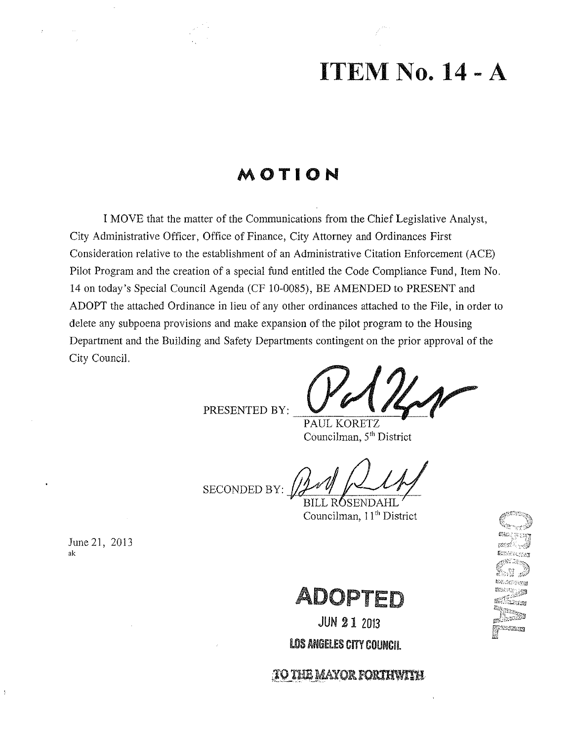# ITEM No. 14 - A

## MOTION

I MOVE that the matter of the Communications from the Chief Legislative Analyst, City Administrative Officer, Office of Finance, City Attorney and Ordinances First Consideration relative to the establishment of an Administrative Citation Enforcement (ACE) Pilot Program and the creation of a special fund entitled the Code Compliance Fund, Item No. 14 on today's Special Council Agenda (CF 10-0085), BE AMENDED to PRESENT and ADOPT the attached Ordinance in lieu of any other ordinances attached to the File, in order to delete any subpoena provisions and make expansion of the pilot program to the Housing Department and the Building and Safety Departments contingent on the prior approval of the City Council.

PRESENTED BY: ______________________
PAUL KORETZ
Councilman, 5th District

SECONDED BY: ______________________
BILL ROSENDAHL
Councilman, 11th District

June 21, 2013
ak

**ADOPTED**

JUN 21 2013

LOS ANGELES CITY COUNCIL

TO THE MAYOR FORTHWITH

ORIGINAL